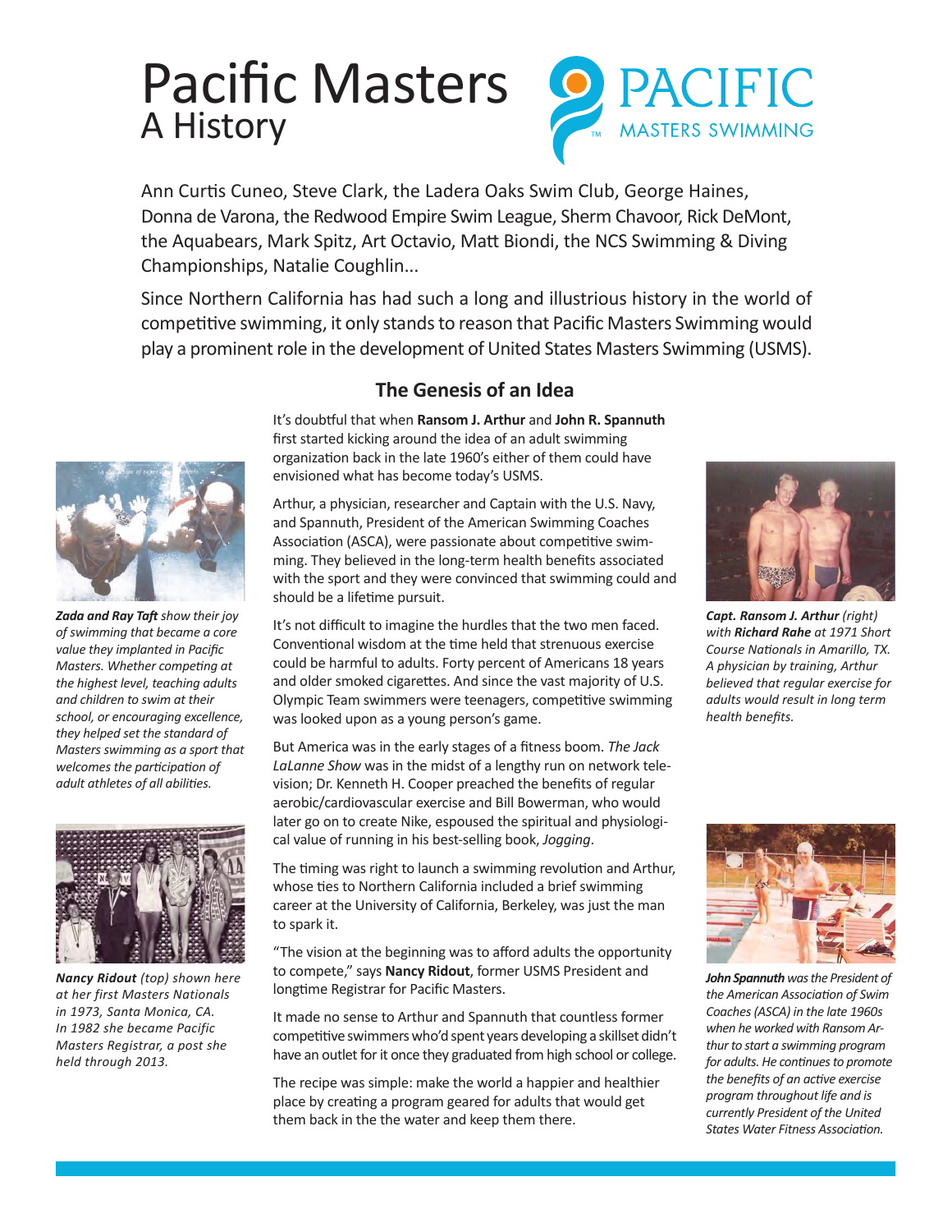# Pacific Masters
## A History

Ann Curtis Cuneo, Steve Clark, the Ladera Oaks Swim Club, George Haines, Donna de Varona, the Redwood Empire Swim League, Sherm Chavoor, Rick DeMont, the Aquabears, Mark Spitz, Art Octavio, Matt Biondi, the NCS Swimming & Diving Championships, Natalie Coughlin...

Since Northern California has had such a long and illustrious history in the world of competitive swimming, it only stands to reason that Pacific Masters Swimming would play a prominent role in the development of United States Masters Swimming (USMS).

### The Genesis of an Idea

It's doubtful that when **Ransom J. Arthur** and **John R. Spannuth** first started kicking around the idea of an adult swimming organization back in the late 1960's either of them could have envisioned what has become today's USMS.

Arthur, a physician, researcher and Captain with the U.S. Navy, and Spannuth, President of the American Swimming Coaches Association (ASCA), were passionate about competitive swimming. They believed in the long-term health benefits associated with the sport and they were convinced that swimming could and should be a lifetime pursuit.

It's not difficult to imagine the hurdles that the two men faced. Conventional wisdom at the time held that strenuous exercise could be harmful to adults. Forty percent of Americans 18 years and older smoked cigarettes. And since the vast majority of U.S. Olympic Team swimmers were teenagers, competitive swimming was looked upon as a young person's game.

But America was in the early stages of a fitness boom. *The Jack LaLanne Show* was in the midst of a lengthy run on network television; Dr. Kenneth H. Cooper preached the benefits of regular aerobic/cardiovascular exercise and Bill Bowerman, who would later go on to create Nike, espoused the spiritual and physiological value of running in his best-selling book, *Jogging*.

The timing was right to launch a swimming revolution and Arthur, whose ties to Northern California included a brief swimming career at the University of California, Berkeley, was just the man to spark it.

"The vision at the beginning was to afford adults the opportunity to compete," says **Nancy Ridout**, former USMS President and longtime Registrar for Pacific Masters.

It made no sense to Arthur and Spannuth that countless former competitive swimmers who'd spent years developing a skillset didn't have an outlet for it once they graduated from high school or college.

The recipe was simple: make the world a happier and healthier place by creating a program geared for adults that would get them back in the the water and keep them there.

***Zada and Ray Taft*** *show their joy of swimming that became a core value they implanted in Pacific Masters. Whether competing at the highest level, teaching adults and children to swim at their school, or encouraging excellence, they helped set the standard of Masters swimming as a sport that welcomes the participation of adult athletes of all abilities.*

***Nancy Ridout*** *(top) shown here at her first Masters Nationals in 1973, Santa Monica, CA. In 1982 she became Pacific Masters Registrar, a post she held through 2013.*

***Capt. Ransom J. Arthur*** *(right) with* ***Richard Rahe*** *at 1971 Short Course Nationals in Amarillo, TX. A physician by training, Arthur believed that regular exercise for adults would result in long term health benefits.*

***John Spannuth*** *was the President of the American Association of Swim Coaches (ASCA) in the late 1960s when he worked with Ransom Arthur to start a swimming program for adults. He continues to promote the benefits of an active exercise program throughout life and is currently President of the United States Water Fitness Association.*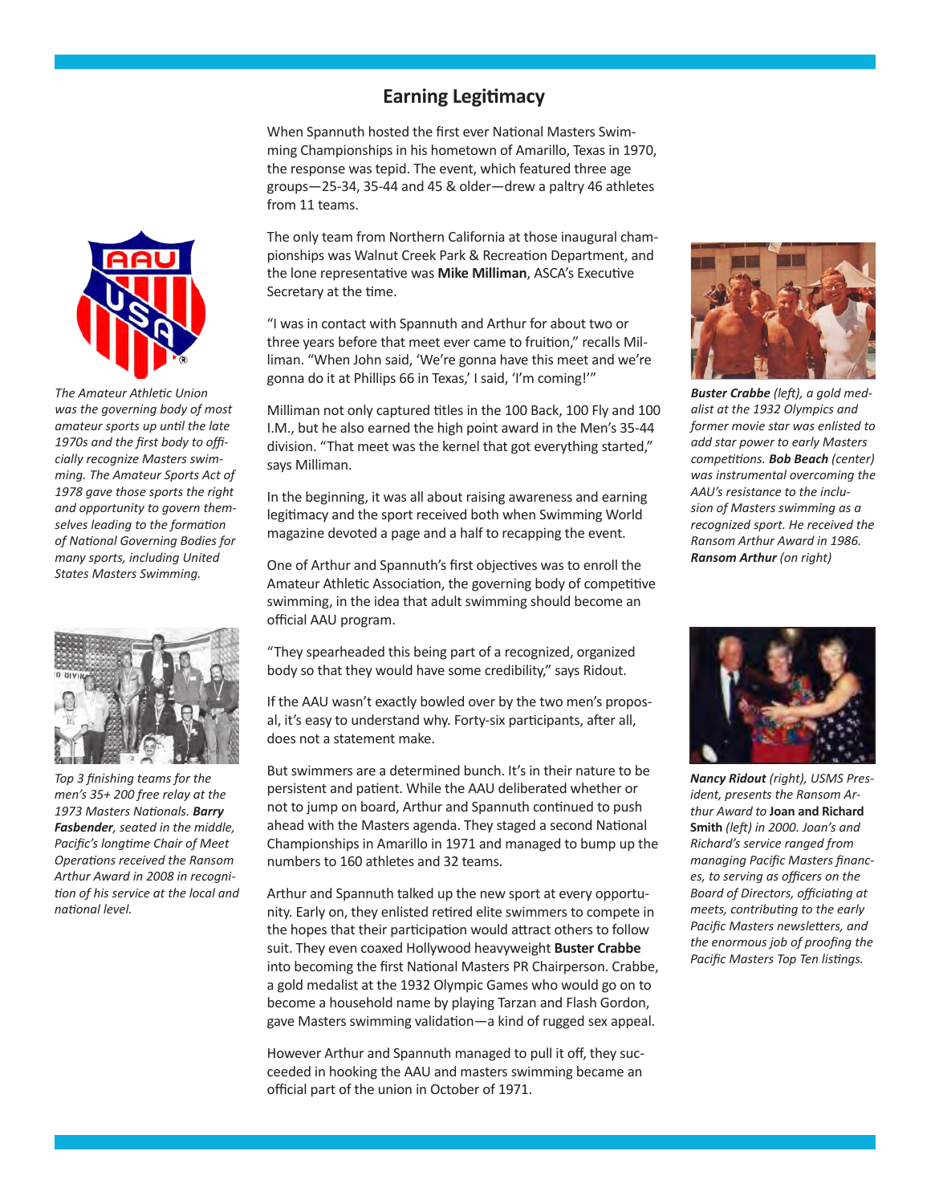## Earning Legitimacy

When Spannuth hosted the first ever National Masters Swimming Championships in his hometown of Amarillo, Texas in 1970, the response was tepid. The event, which featured three age groups—25-34, 35-44 and 45 & older—drew a paltry 46 athletes from 11 teams.

The only team from Northern California at those inaugural championships was Walnut Creek Park & Recreation Department, and the lone representative was **Mike Milliman**, ASCA's Executive Secretary at the time.

"I was in contact with Spannuth and Arthur for about two or three years before that meet ever came to fruition," recalls Milliman. "When John said, 'We're gonna have this meet and we're gonna do it at Phillips 66 in Texas,' I said, 'I'm coming!'"

Milliman not only captured titles in the 100 Back, 100 Fly and 100 I.M., but he also earned the high point award in the Men's 35-44 division. "That meet was the kernel that got everything started," says Milliman.

In the beginning, it was all about raising awareness and earning legitimacy and the sport received both when Swimming World magazine devoted a page and a half to recapping the event.

One of Arthur and Spannuth's first objectives was to enroll the Amateur Athletic Association, the governing body of competitive swimming, in the idea that adult swimming should become an official AAU program.

"They spearheaded this being part of a recognized, organized body so that they would have some credibility," says Ridout.

If the AAU wasn't exactly bowled over by the two men's proposal, it's easy to understand why. Forty-six participants, after all, does not a statement make.

But swimmers are a determined bunch. It's in their nature to be persistent and patient. While the AAU deliberated whether or not to jump on board, Arthur and Spannuth continued to push ahead with the Masters agenda. They staged a second National Championships in Amarillo in 1971 and managed to bump up the numbers to 160 athletes and 32 teams.

Arthur and Spannuth talked up the new sport at every opportunity. Early on, they enlisted retired elite swimmers to compete in the hopes that their participation would attract others to follow suit. They even coaxed Hollywood heavyweight **Buster Crabbe** into becoming the first National Masters PR Chairperson. Crabbe, a gold medalist at the 1932 Olympic Games who would go on to become a household name by playing Tarzan and Flash Gordon, gave Masters swimming validation—a kind of rugged sex appeal.

However Arthur and Spannuth managed to pull it off, they succeeded in hooking the AAU and masters swimming became an official part of the union in October of 1971.

*The Amateur Athletic Union was the governing body of most amateur sports up until the late 1970s and the first body to officially recognize Masters swimming. The Amateur Sports Act of 1978 gave those sports the right and opportunity to govern themselves leading to the formation of National Governing Bodies for many sports, including United States Masters Swimming.*

*Top 3 finishing teams for the men's 35+ 200 free relay at the 1973 Masters Nationals.* ***Barry Fasbender****, seated in the middle, Pacific's longtime Chair of Meet Operations received the Ransom Arthur Award in 2008 in recognition of his service at the local and national level.*

***Buster Crabbe*** *(left), a gold medalist at the 1932 Olympics and former movie star was enlisted to add star power to early Masters competitions.* ***Bob Beach*** *(center) was instrumental overcoming the AAU's resistance to the inclusion of Masters swimming as a recognized sport. He received the Ransom Arthur Award in 1986.* ***Ransom Arthur*** *(on right)*

***Nancy Ridout*** *(right), USMS President, presents the Ransom Arthur Award to* **Joan and Richard Smith** *(left) in 2000. Joan's and Richard's service ranged from managing Pacific Masters finances, to serving as officers on the Board of Directors, officiating at meets, contributing to the early Pacific Masters newsletters, and the enormous job of proofing the Pacific Masters Top Ten listings.*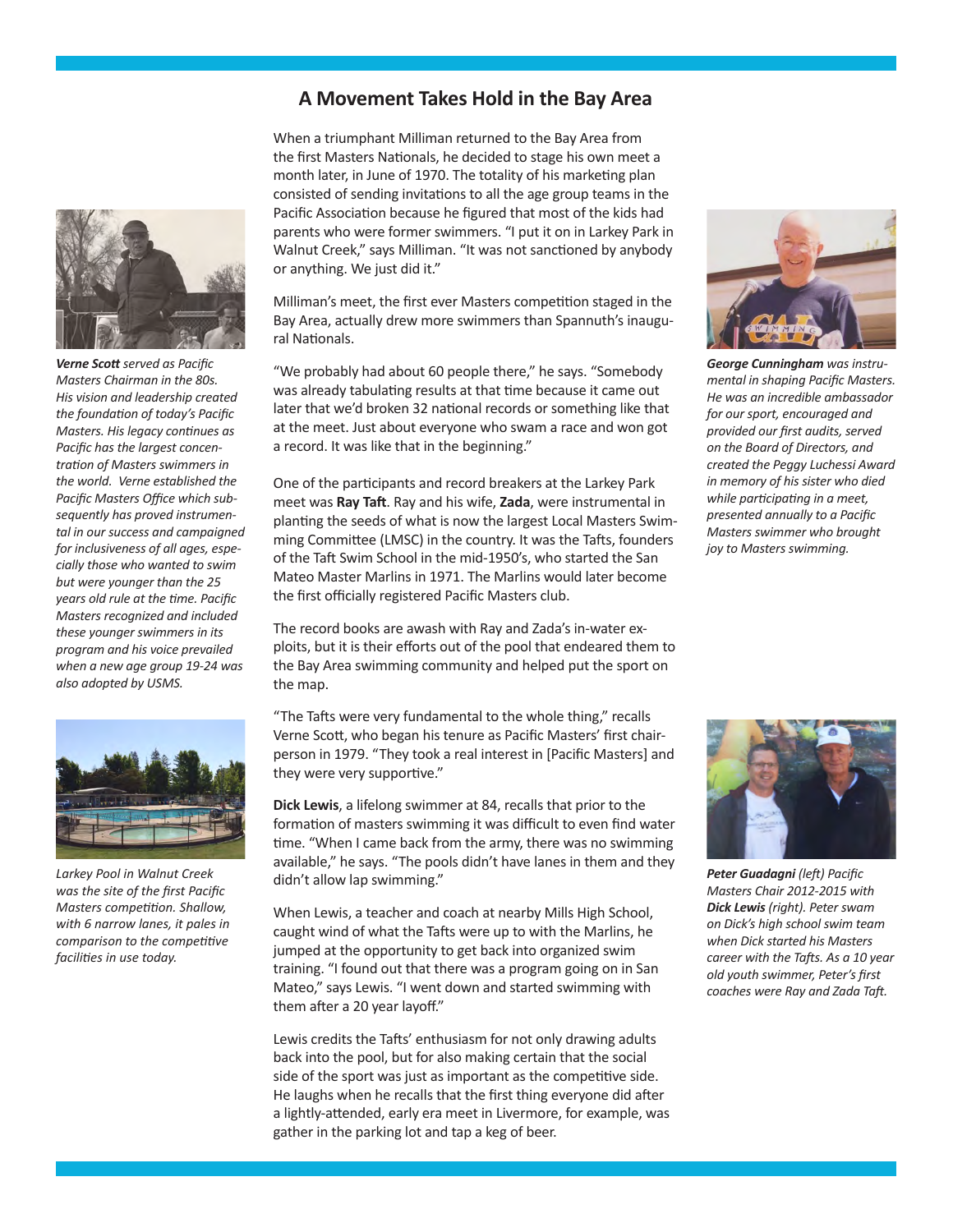## A Movement Takes Hold in the Bay Area

When a triumphant Milliman returned to the Bay Area from the first Masters Nationals, he decided to stage his own meet a month later, in June of 1970. The totality of his marketing plan consisted of sending invitations to all the age group teams in the Pacific Association because he figured that most of the kids had parents who were former swimmers. "I put it on in Larkey Park in Walnut Creek," says Milliman. "It was not sanctioned by anybody or anything. We just did it."

Milliman's meet, the first ever Masters competition staged in the Bay Area, actually drew more swimmers than Spannuth's inaugural Nationals.

"We probably had about 60 people there," he says. "Somebody was already tabulating results at that time because it came out later that we'd broken 32 national records or something like that at the meet. Just about everyone who swam a race and won got a record. It was like that in the beginning."

One of the participants and record breakers at the Larkey Park meet was **Ray Taft**. Ray and his wife, **Zada**, were instrumental in planting the seeds of what is now the largest Local Masters Swimming Committee (LMSC) in the country. It was the Tafts, founders of the Taft Swim School in the mid-1950's, who started the San Mateo Master Marlins in 1971. The Marlins would later become the first officially registered Pacific Masters club.

The record books are awash with Ray and Zada's in-water exploits, but it is their efforts out of the pool that endeared them to the Bay Area swimming community and helped put the sport on the map.

"The Tafts were very fundamental to the whole thing," recalls Verne Scott, who began his tenure as Pacific Masters' first chairperson in 1979. "They took a real interest in [Pacific Masters] and they were very supportive."

**Dick Lewis**, a lifelong swimmer at 84, recalls that prior to the formation of masters swimming it was difficult to even find water time. "When I came back from the army, there was no swimming available," he says. "The pools didn't have lanes in them and they didn't allow lap swimming."

When Lewis, a teacher and coach at nearby Mills High School, caught wind of what the Tafts were up to with the Marlins, he jumped at the opportunity to get back into organized swim training. "I found out that there was a program going on in San Mateo," says Lewis. "I went down and started swimming with them after a 20 year layoff."

Lewis credits the Tafts' enthusiasm for not only drawing adults back into the pool, but for also making certain that the social side of the sport was just as important as the competitive side. He laughs when he recalls that the first thing everyone did after a lightly-attended, early era meet in Livermore, for example, was gather in the parking lot and tap a keg of beer.

***Verne Scott** served as Pacific Masters Chairman in the 80s. His vision and leadership created the foundation of today's Pacific Masters. His legacy continues as Pacific has the largest concentration of Masters swimmers in the world. Verne established the Pacific Masters Office which subsequently has proved instrumental in our success and campaigned for inclusiveness of all ages, especially those who wanted to swim but were younger than the 25 years old rule at the time. Pacific Masters recognized and included these younger swimmers in its program and his voice prevailed when a new age group 19-24 was also adopted by USMS.*

*Larkey Pool in Walnut Creek was the site of the first Pacific Masters competition. Shallow, with 6 narrow lanes, it pales in comparison to the competitive facilities in use today.*

***George Cunningham** was instrumental in shaping Pacific Masters. He was an incredible ambassador for our sport, encouraged and provided our first audits, served on the Board of Directors, and created the Peggy Luchessi Award in memory of his sister who died while participating in a meet, presented annually to a Pacific Masters swimmer who brought joy to Masters swimming.*

***Peter Guadagni** (left) Pacific Masters Chair 2012-2015 with **Dick Lewis** (right). Peter swam on Dick's high school swim team when Dick started his Masters career with the Tafts. As a 10 year old youth swimmer, Peter's first coaches were Ray and Zada Taft.*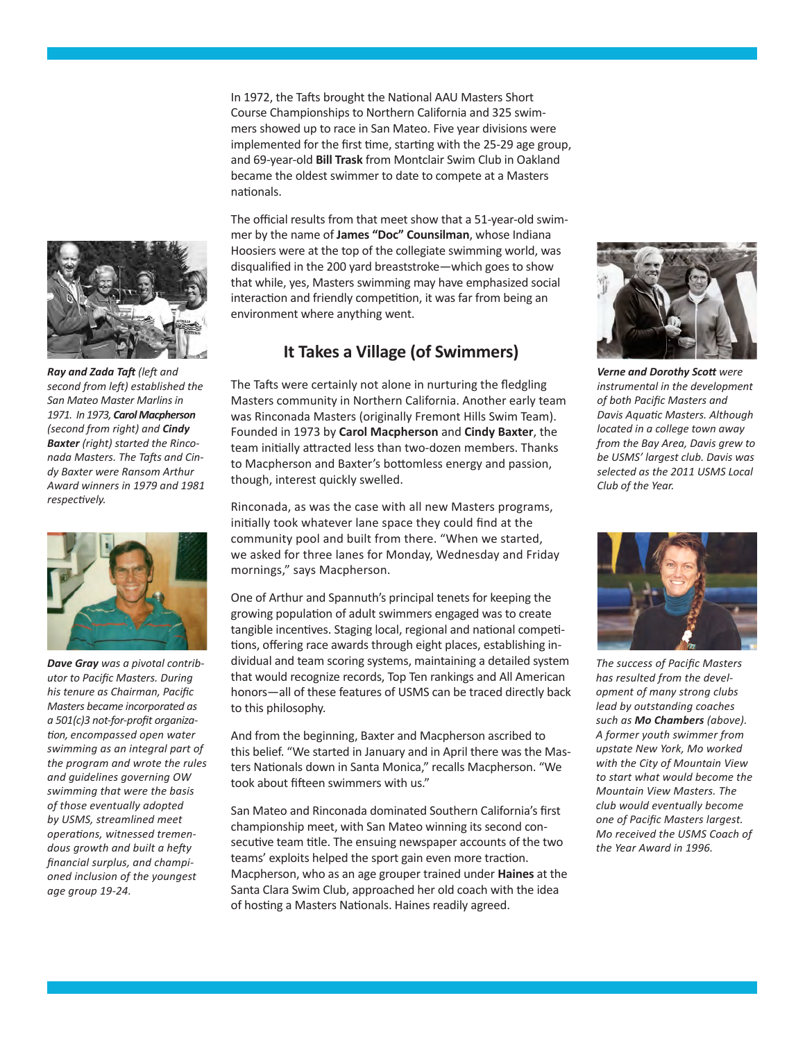In 1972, the Tafts brought the National AAU Masters Short Course Championships to Northern California and 325 swimmers showed up to race in San Mateo. Five year divisions were implemented for the first time, starting with the 25-29 age group, and 69-year-old **Bill Trask** from Montclair Swim Club in Oakland became the oldest swimmer to date to compete at a Masters nationals.

The official results from that meet show that a 51-year-old swimmer by the name of **James "Doc" Counsilman**, whose Indiana Hoosiers were at the top of the collegiate swimming world, was disqualified in the 200 yard breaststroke—which goes to show that while, yes, Masters swimming may have emphasized social interaction and friendly competition, it was far from being an environment where anything went.

*__Ray and Zada Taft__ (left and second from left) established the San Mateo Master Marlins in 1971. In 1973, __Carol Macpherson__ (second from right) and __Cindy Baxter__ (right) started the Rinconada Masters. The Tafts and Cindy Baxter were Ransom Arthur Award winners in 1979 and 1981 respectively.*

*__Verne and Dorothy Scott__ were instrumental in the development of both Pacific Masters and Davis Aquatic Masters. Although located in a college town away from the Bay Area, Davis grew to be USMS' largest club. Davis was selected as the 2011 USMS Local Club of the Year.*

## It Takes a Village (of Swimmers)

The Tafts were certainly not alone in nurturing the fledgling Masters community in Northern California. Another early team was Rinconada Masters (originally Fremont Hills Swim Team). Founded in 1973 by **Carol Macpherson** and **Cindy Baxter**, the team initially attracted less than two-dozen members. Thanks to Macpherson and Baxter's bottomless energy and passion, though, interest quickly swelled.

Rinconada, as was the case with all new Masters programs, initially took whatever lane space they could find at the community pool and built from there. "When we started, we asked for three lanes for Monday, Wednesday and Friday mornings," says Macpherson.

One of Arthur and Spannuth's principal tenets for keeping the growing population of adult swimmers engaged was to create tangible incentives. Staging local, regional and national competitions, offering race awards through eight places, establishing individual and team scoring systems, maintaining a detailed system that would recognize records, Top Ten rankings and All American honors—all of these features of USMS can be traced directly back to this philosophy.

And from the beginning, Baxter and Macpherson ascribed to this belief. "We started in January and in April there was the Masters Nationals down in Santa Monica," recalls Macpherson. "We took about fifteen swimmers with us."

San Mateo and Rinconada dominated Southern California's first championship meet, with San Mateo winning its second consecutive team title. The ensuing newspaper accounts of the two teams' exploits helped the sport gain even more traction. Macpherson, who as an age grouper trained under **Haines** at the Santa Clara Swim Club, approached her old coach with the idea of hosting a Masters Nationals. Haines readily agreed.

*__Dave Gray__ was a pivotal contributor to Pacific Masters. During his tenure as Chairman, Pacific Masters became incorporated as a 501(c)3 not-for-profit organization, encompassed open water swimming as an integral part of the program and wrote the rules and guidelines governing OW swimming that were the basis of those eventually adopted by USMS, streamlined meet operations, witnessed tremendous growth and built a hefty financial surplus, and championed inclusion of the youngest age group 19-24.*

*The success of Pacific Masters has resulted from the development of many strong clubs lead by outstanding coaches such as __Mo Chambers__ (above). A former youth swimmer from upstate New York, Mo worked with the City of Mountain View to start what would become the Mountain View Masters. The club would eventually become one of Pacific Masters largest. Mo received the USMS Coach of the Year Award in 1996.*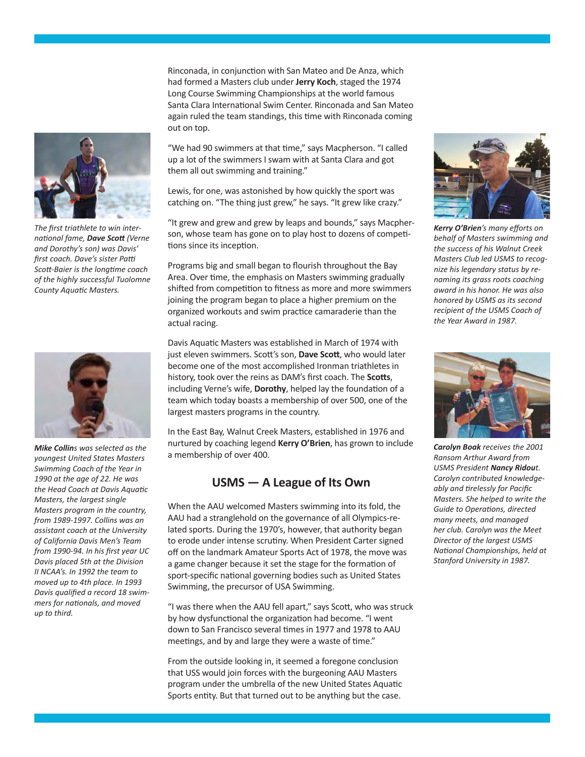Rinconada, in conjunction with San Mateo and De Anza, which had formed a Masters club under **Jerry Koch**, staged the 1974 Long Course Swimming Championships at the world famous Santa Clara International Swim Center. Rinconada and San Mateo again ruled the team standings, this time with Rinconada coming out on top.

"We had 90 swimmers at that time," says Macpherson. "I called up a lot of the swimmers I swam with at Santa Clara and got them all out swimming and training."

Lewis, for one, was astonished by how quickly the sport was catching on. "The thing just grew," he says. "It grew like crazy."

"It grew and grew and grew by leaps and bounds," says Macpherson, whose team has gone on to play host to dozens of competitions since its inception.

Programs big and small began to flourish throughout the Bay Area. Over time, the emphasis on Masters swimming gradually shifted from competition to fitness as more and more swimmers joining the program began to place a higher premium on the organized workouts and swim practice camaraderie than the actual racing.

Davis Aquatic Masters was established in March of 1974 with just eleven swimmers. Scott's son, **Dave Scott**, who would later become one of the most accomplished Ironman triathletes in history, took over the reins as DAM's first coach. The **Scotts**, including Verne's wife, **Dorothy**, helped lay the foundation of a team which today boasts a membership of over 500, one of the largest masters programs in the country.

In the East Bay, Walnut Creek Masters, established in 1976 and nurtured by coaching legend **Kerry O'Brien**, has grown to include a membership of over 400.

## USMS — A League of Its Own

When the AAU welcomed Masters swimming into its fold, the AAU had a stranglehold on the governance of all Olympics-related sports. During the 1970's, however, that authority began to erode under intense scrutiny. When President Carter signed off on the landmark Amateur Sports Act of 1978, the move was a game changer because it set the stage for the formation of sport-specific national governing bodies such as United States Swimming, the precursor of USA Swimming.

"I was there when the AAU fell apart," says Scott, who was struck by how dysfunctional the organization had become. "I went down to San Francisco several times in 1977 and 1978 to AAU meetings, and by and large they were a waste of time."

From the outside looking in, it seemed a foregone conclusion that USS would join forces with the burgeoning AAU Masters program under the umbrella of the new United States Aquatic Sports entity. But that turned out to be anything but the case.

*The first triathlete to win international fame, **Dave Scott** (Verne and Dorothy's son) was Davis' first coach. Dave's sister Patti Scott-Baier is the longtime coach of the highly successful Tuolomne County Aquatic Masters.*

***Mike Collin**s was selected as the youngest United States Masters Swimming Coach of the Year in 1990 at the age of 22. He was the Head Coach at Davis Aquatic Masters, the largest single Masters program in the country, from 1989-1997. Collins was an assistant coach at the University of California Davis Men's Team from 1990-94. In his first year UC Davis placed 5th at the Division II NCAA's. In 1992 the team to moved up to 4th place. In 1993 Davis qualified a record 18 swimmers for nationals, and moved up to third.*

***Kerry O'Brien**'s many efforts on behalf of Masters swimming and the success of his Walnut Creek Masters Club led USMS to recognize his legendary status by renaming its grass roots coaching award in his honor. He was also honored by USMS as its second recipient of the USMS Coach of the Year Award in 1987.*

***Carolyn Boak** receives the 2001 Ransom Arthur Award from USMS President **Nancy Ridou**t. Carolyn contributed knowledgeably and tirelessly for Pacific Masters. She helped to write the Guide to Operations, directed many meets, and managed her club. Carolyn was the Meet Director of the largest USMS National Championships, held at Stanford University in 1987.*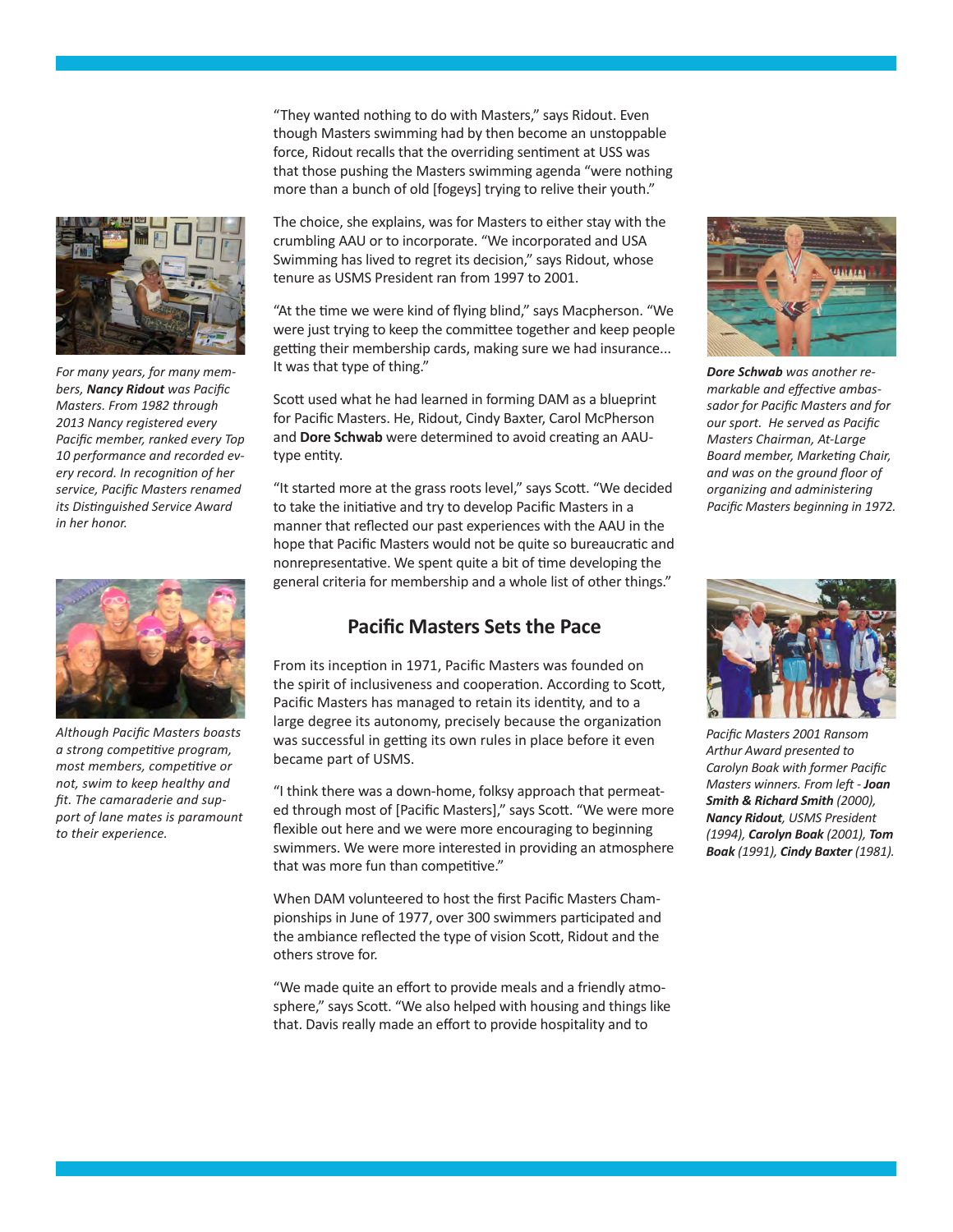"They wanted nothing to do with Masters," says Ridout. Even though Masters swimming had by then become an unstoppable force, Ridout recalls that the overriding sentiment at USS was that those pushing the Masters swimming agenda "were nothing more than a bunch of old [fogeys] trying to relive their youth."

The choice, she explains, was for Masters to either stay with the crumbling AAU or to incorporate. "We incorporated and USA Swimming has lived to regret its decision," says Ridout, whose tenure as USMS President ran from 1997 to 2001.

"At the time we were kind of flying blind," says Macpherson. "We were just trying to keep the committee together and keep people getting their membership cards, making sure we had insurance... It was that type of thing."

Scott used what he had learned in forming DAM as a blueprint for Pacific Masters. He, Ridout, Cindy Baxter, Carol McPherson and **Dore Schwab** were determined to avoid creating an AAU-type entity.

"It started more at the grass roots level," says Scott. "We decided to take the initiative and try to develop Pacific Masters in a manner that reflected our past experiences with the AAU in the hope that Pacific Masters would not be quite so bureaucratic and nonrepresentative. We spent quite a bit of time developing the general criteria for membership and a whole list of other things."

*For many years, for many members, **Nancy Ridout** was Pacific Masters. From 1982 through 2013 Nancy registered every Pacific member, ranked every Top 10 performance and recorded every record. In recognition of her service, Pacific Masters renamed its Distinguished Service Award in her honor.*

*Although Pacific Masters boasts a strong competitive program, most members, competitive or not, swim to keep healthy and fit. The camaraderie and support of lane mates is paramount to their experience.*

*__Dore Schwab__ was another remarkable and effective ambassador for Pacific Masters and for our sport. He served as Pacific Masters Chairman, At-Large Board member, Marketing Chair, and was on the ground floor of organizing and administering Pacific Masters beginning in 1972.*

*Pacific Masters 2001 Ransom Arthur Award presented to Carolyn Boak with former Pacific Masters winners. From left - __Joan Smith & Richard Smith__ (2000), __Nancy Ridout__, USMS President (1994), __Carolyn Boak__ (2001), __Tom Boak__ (1991), __Cindy Baxter__ (1981).*

## Pacific Masters Sets the Pace

From its inception in 1971, Pacific Masters was founded on the spirit of inclusiveness and cooperation. According to Scott, Pacific Masters has managed to retain its identity, and to a large degree its autonomy, precisely because the organization was successful in getting its own rules in place before it even became part of USMS.

"I think there was a down-home, folksy approach that permeated through most of [Pacific Masters]," says Scott. "We were more flexible out here and we were more encouraging to beginning swimmers. We were more interested in providing an atmosphere that was more fun than competitive."

When DAM volunteered to host the first Pacific Masters Championships in June of 1977, over 300 swimmers participated and the ambiance reflected the type of vision Scott, Ridout and the others strove for.

"We made quite an effort to provide meals and a friendly atmosphere," says Scott. "We also helped with housing and things like that. Davis really made an effort to provide hospitality and to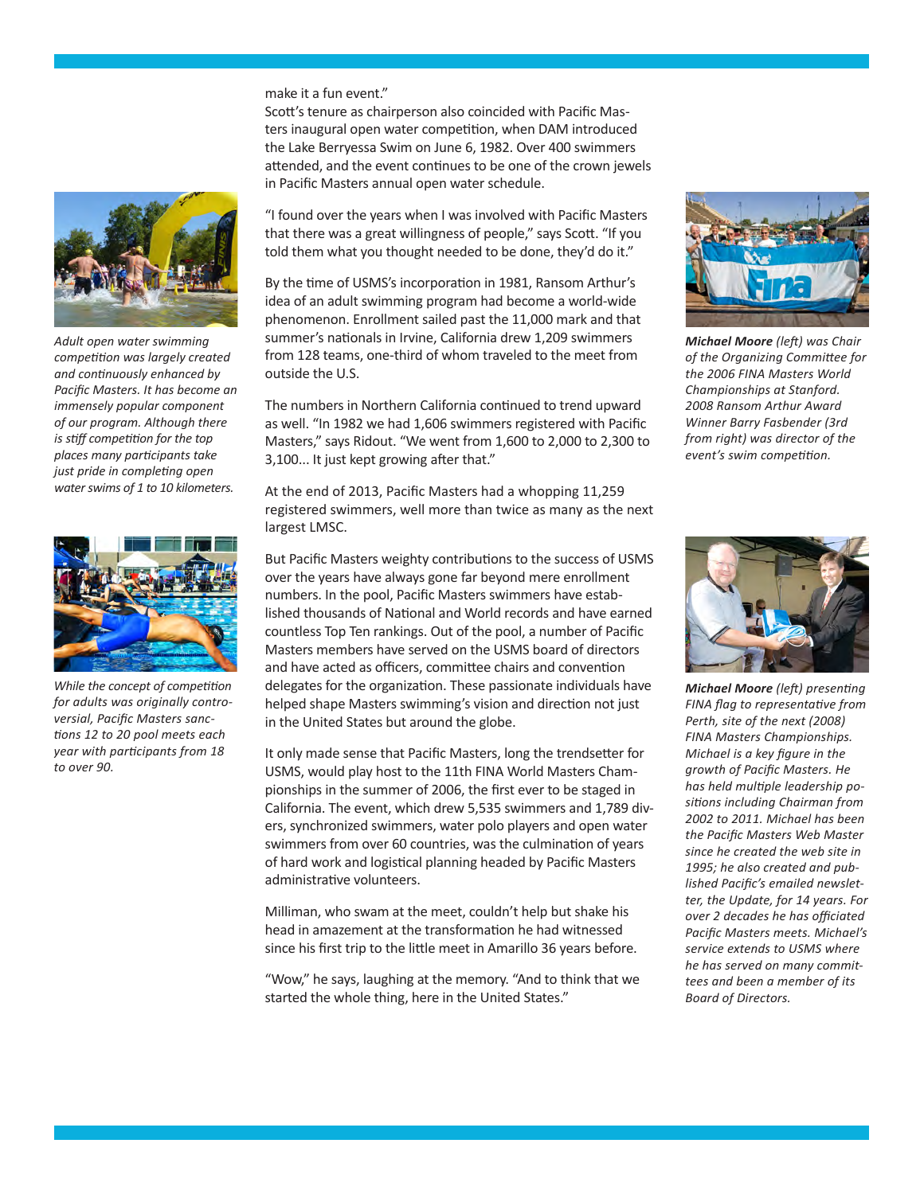make it a fun event."

Scott's tenure as chairperson also coincided with Pacific Masters inaugural open water competition, when DAM introduced the Lake Berryessa Swim on June 6, 1982. Over 400 swimmers attended, and the event continues to be one of the crown jewels in Pacific Masters annual open water schedule.

"I found over the years when I was involved with Pacific Masters that there was a great willingness of people," says Scott. "If you told them what you thought needed to be done, they'd do it."

By the time of USMS's incorporation in 1981, Ransom Arthur's idea of an adult swimming program had become a world-wide phenomenon. Enrollment sailed past the 11,000 mark and that summer's nationals in Irvine, California drew 1,209 swimmers from 128 teams, one-third of whom traveled to the meet from outside the U.S.

The numbers in Northern California continued to trend upward as well. "In 1982 we had 1,606 swimmers registered with Pacific Masters," says Ridout. "We went from 1,600 to 2,000 to 2,300 to 3,100... It just kept growing after that."

At the end of 2013, Pacific Masters had a whopping 11,259 registered swimmers, well more than twice as many as the next largest LMSC.

But Pacific Masters weighty contributions to the success of USMS over the years have always gone far beyond mere enrollment numbers. In the pool, Pacific Masters swimmers have established thousands of National and World records and have earned countless Top Ten rankings. Out of the pool, a number of Pacific Masters members have served on the USMS board of directors and have acted as officers, committee chairs and convention delegates for the organization. These passionate individuals have helped shape Masters swimming's vision and direction not just in the United States but around the globe.

It only made sense that Pacific Masters, long the trendsetter for USMS, would play host to the 11th FINA World Masters Championships in the summer of 2006, the first ever to be staged in California. The event, which drew 5,535 swimmers and 1,789 divers, synchronized swimmers, water polo players and open water swimmers from over 60 countries, was the culmination of years of hard work and logistical planning headed by Pacific Masters administrative volunteers.

Milliman, who swam at the meet, couldn't help but shake his head in amazement at the transformation he had witnessed since his first trip to the little meet in Amarillo 36 years before.

"Wow," he says, laughing at the memory. "And to think that we started the whole thing, here in the United States."

*Adult open water swimming competition was largely created and continuously enhanced by Pacific Masters. It has become an immensely popular component of our program. Although there is stiff competition for the top places many participants take just pride in completing open water swims of 1 to 10 kilometers.*

*While the concept of competition for adults was originally controversial, Pacific Masters sanctions 12 to 20 pool meets each year with participants from 18 to over 90.*

***Michael Moore** (left) was Chair of the Organizing Committee for the 2006 FINA Masters World Championships at Stanford. 2008 Ransom Arthur Award Winner Barry Fasbender (3rd from right) was director of the event's swim competition.*

***Michael Moore** (left) presenting FINA flag to representative from Perth, site of the next (2008) FINA Masters Championships. Michael is a key figure in the growth of Pacific Masters. He has held multiple leadership positions including Chairman from 2002 to 2011. Michael has been the Pacific Masters Web Master since he created the web site in 1995; he also created and published Pacific's emailed newsletter, the Update, for 14 years. For over 2 decades he has officiated Pacific Masters meets. Michael's service extends to USMS where he has served on many committees and been a member of its Board of Directors.*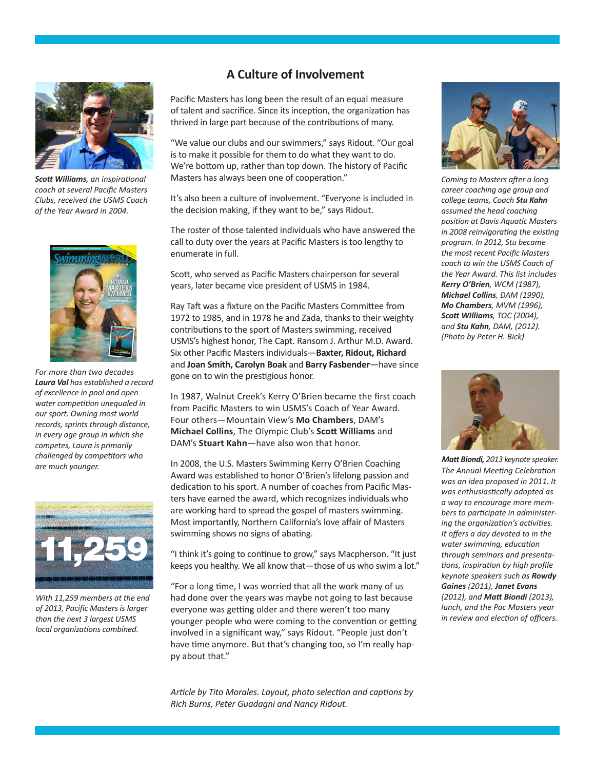## A Culture of Involvement

Pacific Masters has long been the result of an equal measure of talent and sacrifice. Since its inception, the organization has thrived in large part because of the contributions of many.

"We value our clubs and our swimmers," says Ridout. "Our goal is to make it possible for them to do what they want to do. We're bottom up, rather than top down. The history of Pacific Masters has always been one of cooperation."

It's also been a culture of involvement. "Everyone is included in the decision making, if they want to be," says Ridout.

The roster of those talented individuals who have answered the call to duty over the years at Pacific Masters is too lengthy to enumerate in full.

Scott, who served as Pacific Masters chairperson for several years, later became vice president of USMS in 1984.

Ray Taft was a fixture on the Pacific Masters Committee from 1972 to 1985, and in 1978 he and Zada, thanks to their weighty contributions to the sport of Masters swimming, received USMS's highest honor, The Capt. Ransom J. Arthur M.D. Award. Six other Pacific Masters individuals—**Baxter, Ridout, Richard** and **Joan Smith, Carolyn Boak** and **Barry Fasbender**—have since gone on to win the prestigious honor.

In 1987, Walnut Creek's Kerry O'Brien became the first coach from Pacific Masters to win USMS's Coach of Year Award. Four others—Mountain View's **Mo Chambers**, DAM's **Michael Collins**, The Olympic Club's **Scott Williams** and DAM's **Stuart Kahn**—have also won that honor.

In 2008, the U.S. Masters Swimming Kerry O'Brien Coaching Award was established to honor O'Brien's lifelong passion and dedication to his sport. A number of coaches from Pacific Masters have earned the award, which recognizes individuals who are working hard to spread the gospel of masters swimming. Most importantly, Northern California's love affair of Masters swimming shows no signs of abating.

"I think it's going to continue to grow," says Macpherson. "It just keeps you healthy. We all know that—those of us who swim a lot."

"For a long time, I was worried that all the work many of us had done over the years was maybe not going to last because everyone was getting older and there weren't too many younger people who were coming to the convention or getting involved in a significant way," says Ridout. "People just don't have time anymore. But that's changing too, so I'm really happy about that."

*Article by Tito Morales. Layout, photo selection and captions by Rich Burns, Peter Guadagni and Nancy Ridout.*

***Scott Williams**, an inspirational coach at several Pacific Masters Clubs, received the USMS Coach of the Year Award in 2004.*

*For more than two decades **Laura Val** has established a record of excellence in pool and open water competition unequaled in our sport. Owning most world records, sprints through distance, in every age group in which she competes, Laura is primarily challenged by competitors who are much younger.*

11,259

*With 11,259 members at the end of 2013, Pacific Masters is larger than the next 3 largest USMS local organizations combined.*

*Coming to Masters after a long career coaching age group and college teams, Coach **Stu Kahn** assumed the head coaching position at Davis Aquatic Masters in 2008 reinvigorating the existing program. In 2012, Stu became the most recent Pacific Masters coach to win the USMS Coach of the Year Award. This list includes **Kerry O'Brien**, WCM (1987), **Michael Collins**, DAM (1990), **Mo Chambers**, MVM (1996), **Scott WIlliams**, TOC (2004), and **Stu Kahn**, DAM, (2012). (Photo by Peter H. Bick)*

***Matt Biondi,** 2013 keynote speaker. The Annual Meeting Celebration was an idea proposed in 2011. It was enthusiastically adopted as a way to encourage more members to participate in administering the organization's activities. It offers a day devoted to in the water swimming, education through seminars and presentations, inspiration by high profile keynote speakers such as **Rowdy Gaines** (2011), **Janet Evans** (2012), and **Matt Biondi** (2013), lunch, and the Pac Masters year in review and election of officers.*